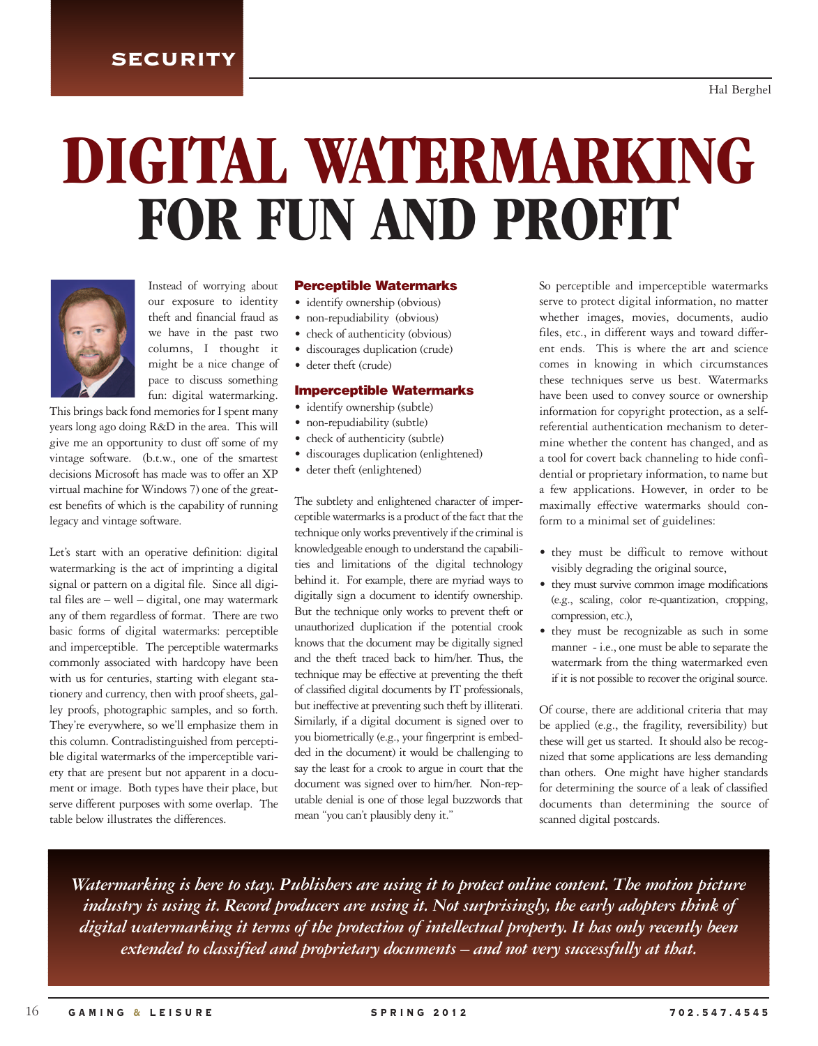SECURITY

Hal Berghel

# DIGITAL WATERMARKING FOR FUN AND PROFIT

Instead of worrying about our exposure to identity theft and financial fraud as we have in the past two columns, I thought it might be a nice change of pace to discuss something fun: digital watermarking. This brings back fond memories for I spent many years long ago doing R&D in the area. This will give me an opportunity to dust off some of my vintage software. (b.t.w., one of the smartest decisions Microsoft has made was to offer an XP virtual machine for Windows 7) one of the greatest benefits of which is the capability of running legacy and vintage software.

Let's start with an operative definition: digital watermarking is the act of imprinting a digital signal or pattern on a digital file. Since all digital files are – well – digital, one may watermark any of them regardless of format. There are two basic forms of digital watermarks: perceptible and imperceptible. The perceptible watermarks commonly associated with hardcopy have been with us for centuries, starting with elegant stationery and currency, then with proof sheets, galley proofs, photographic samples, and so forth. They're everywhere, so we'll emphasize them in this column. Contradistinguished from perceptible digital watermarks of the imperceptible variety that are present but not apparent in a document or image. Both types have their place, but serve different purposes with some overlap. The table below illustrates the differences.

### Perceptible Watermarks

- identify ownership (obvious)
- non-repudiability (obvious)
- check of authenticity (obvious)
- discourages duplication (crude)
- deter theft (crude)

### Imperceptible Watermarks

- identify ownership (subtle)
- non-repudiability (subtle)
- check of authenticity (subtle)
- discourages duplication (enlightened)
- deter theft (enlightened)

The subtlety and enlightened character of imperceptible watermarks is a product of the fact that the technique only works preventively if the criminal is knowledgeable enough to understand the capabilities and limitations of the digital technology behind it. For example, there are myriad ways to digitally sign a document to identify ownership. But the technique only works to prevent theft or unauthorized duplication if the potential crook knows that the document may be digitally signed and the theft traced back to him/her. Thus, the technique may be effective at preventing the theft of classified digital documents by IT professionals, but ineffective at preventing such theft by illiterati. Similarly, if a digital document is signed over to you biometrically (e.g., your fingerprint is embedded in the document) it would be challenging to say the least for a crook to argue in court that the document was signed over to him/her. Non-reputable denial is one of those legal buzzwords that mean "you can't plausibly deny it."

So perceptible and imperceptible watermarks serve to protect digital information, no matter whether images, movies, documents, audio files, etc., in different ways and toward different ends. This is where the art and science comes in knowing in which circumstances these techniques serve us best. Watermarks have been used to convey source or ownership information for copyright protection, as a self-referential authentication mechanism to determine whether the content has changed, and as a tool for covert back channeling to hide confidential or proprietary information, to name but a few applications. However, in order to be maximally effective watermarks should conform to a minimal set of guidelines:

- they must be difficult to remove without visibly degrading the original source,
- they must survive common image modifications (e.g., scaling, color re-quantization, cropping, compression, etc.),
- they must be recognizable as such in some manner - i.e., one must be able to separate the watermark from the thing watermarked even if it is not possible to recover the original source.

Of course, there are additional criteria that may be applied (e.g., the fragility, reversibility) but these will get us started. It should also be recognized that some applications are less demanding than others. One might have higher standards for determining the source of a leak of classified documents than determining the source of scanned digital postcards.

*Watermarking is here to stay. Publishers are using it to protect online content. The motion picture industry is using it. Record producers are using it. Not surprisingly, the early adopters think of digital watermarking it terms of the protection of intellectual property. It has only recently been extended to classified and proprietary documents – and not very successfully at that.*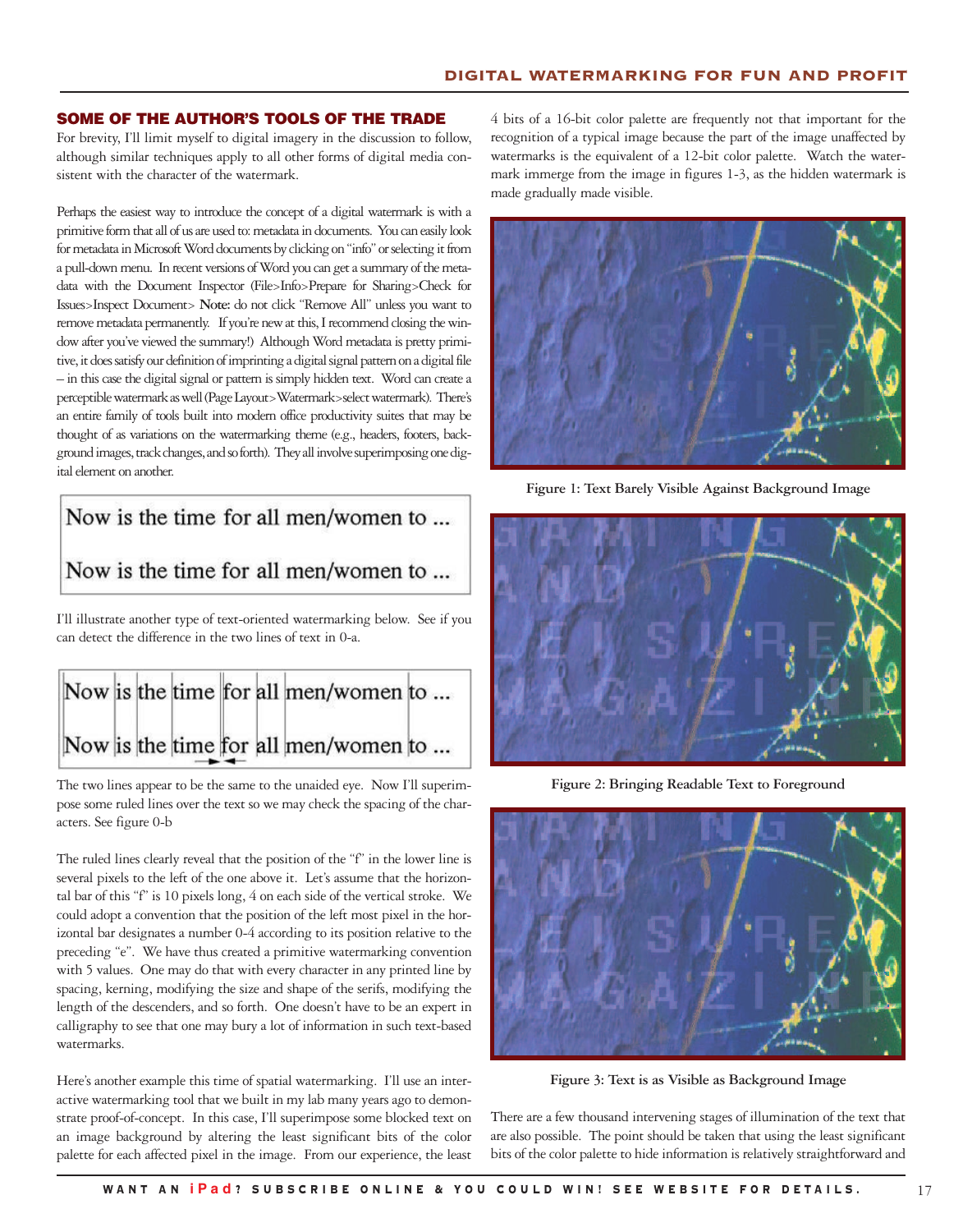## SOME OF THE AUTHOR'S TOOLS OF THE TRADE

For brevity, I'll limit myself to digital imagery in the discussion to follow, although similar techniques apply to all other forms of digital media consistent with the character of the watermark.

Perhaps the easiest way to introduce the concept of a digital watermark is with a primitive form that all of us are used to: metadata in documents. You can easily look for metadata in Microsoft Word documents by clicking on "info" or selecting it from a pull-down menu. In recent versions of Word you can get a summary of the metadata with the Document Inspector (File>Info>Prepare for Sharing>Check for Issues>Inspect Document> **Note:** do not click "Remove All" unless you want to remove metadata permanently. If you're new at this, I recommend closing the window after you've viewed the summary!) Although Word metadata is pretty primitive, it does satisfy our definition of imprinting a digital signal pattern on a digital file – in this case the digital signal or pattern is simply hidden text. Word can create a perceptible watermark as well (Page Layout>Watermark>select watermark). There's an entire family of tools built into modern office productivity suites that may be thought of as variations on the watermarking theme (e.g., headers, footers, background images, track changes, and so forth). They all involve superimposing one digital element on another.

Now is the time for all men/women to ...

Now is the time for all men/women to ...

I'll illustrate another type of text-oriented watermarking below. See if you can detect the difference in the two lines of text in 0-a.

Now is the time for all men/women to ...

Now is the time for all men/women to ...

The two lines appear to be the same to the unaided eye. Now I'll superimpose some ruled lines over the text so we may check the spacing of the characters. See figure 0-b

The ruled lines clearly reveal that the position of the "f" in the lower line is several pixels to the left of the one above it. Let's assume that the horizontal bar of this "f" is 10 pixels long, 4 on each side of the vertical stroke. We could adopt a convention that the position of the left most pixel in the horizontal bar designates a number 0-4 according to its position relative to the preceding "e". We have thus created a primitive watermarking convention with 5 values. One may do that with every character in any printed line by spacing, kerning, modifying the size and shape of the serifs, modifying the length of the descenders, and so forth. One doesn't have to be an expert in calligraphy to see that one may bury a lot of information in such text-based watermarks.

Here's another example this time of spatial watermarking. I'll use an interactive watermarking tool that we built in my lab many years ago to demonstrate proof-of-concept. In this case, I'll superimpose some blocked text on an image background by altering the least significant bits of the color palette for each affected pixel in the image. From our experience, the least 4 bits of a 16-bit color palette are frequently not that important for the recognition of a typical image because the part of the image unaffected by watermarks is the equivalent of a 12-bit color palette. Watch the watermark immerge from the image in figures 1-3, as the hidden watermark is made gradually made visible.

**Figure 1: Text Barely Visible Against Background Image**

**Figure 2: Bringing Readable Text to Foreground**

**Figure 3: Text is as Visible as Background Image**

There are a few thousand intervening stages of illumination of the text that are also possible. The point should be taken that using the least significant bits of the color palette to hide information is relatively straightforward and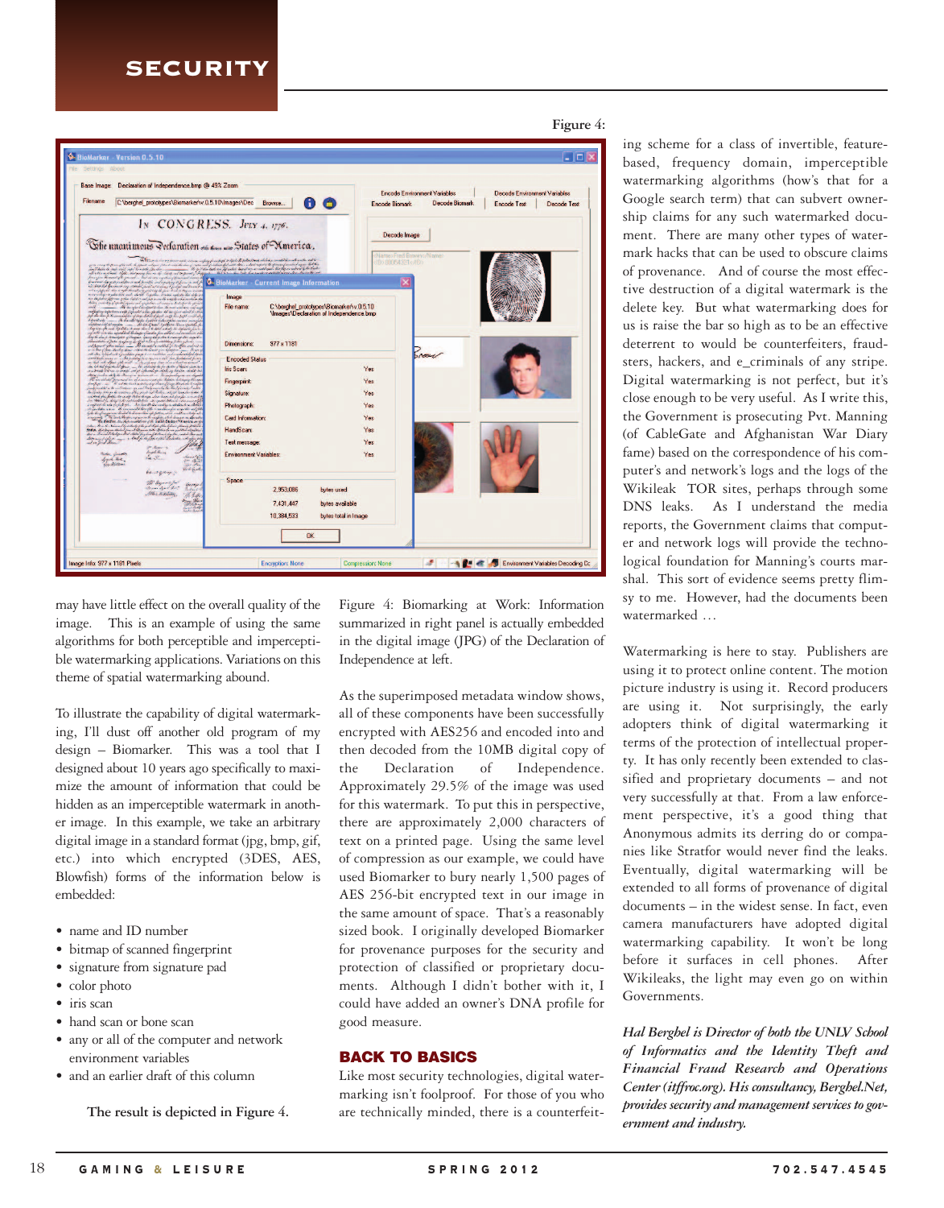Figure 4:

may have little effect on the overall quality of the image. This is an example of using the same algorithms for both perceptible and imperceptible watermarking applications. Variations on this theme of spatial watermarking abound.

To illustrate the capability of digital watermarking, I'll dust off another old program of my design – Biomarker. This was a tool that I designed about 10 years ago specifically to maximize the amount of information that could be hidden as an imperceptible watermark in another image. In this example, we take an arbitrary digital image in a standard format (jpg, bmp, gif, etc.) into which encrypted (3DES, AES, Blowfish) forms of the information below is embedded:

- name and ID number
- bitmap of scanned fingerprint
- signature from signature pad
- color photo
- iris scan
- hand scan or bone scan
- any or all of the computer and network environment variables
- and an earlier draft of this column

The result is depicted in Figure 4.

Figure 4: Biomarking at Work: Information summarized in right panel is actually embedded in the digital image (JPG) of the Declaration of Independence at left.

As the superimposed metadata window shows, all of these components have been successfully encrypted with AES256 and encoded into and then decoded from the 10MB digital copy of the Declaration of Independence. Approximately 29.5% of the image was used for this watermark. To put this in perspective, there are approximately 2,000 characters of text on a printed page. Using the same level of compression as our example, we could have used Biomarker to bury nearly 1,500 pages of AES 256-bit encrypted text in our image in the same amount of space. That's a reasonably sized book. I originally developed Biomarker for provenance purposes for the security and protection of classified or proprietary documents. Although I didn't bother with it, I could have added an owner's DNA profile for good measure.

## BACK TO BASICS

Like most security technologies, digital watermarking isn't foolproof. For those of you who are technically minded, there is a counterfeiting scheme for a class of invertible, feature-based, frequency domain, imperceptible watermarking algorithms (how's that for a Google search term) that can subvert ownership claims for any such watermarked document. There are many other types of watermark hacks that can be used to obscure claims of provenance. And of course the most effective destruction of a digital watermark is the delete key. But what watermarking does for us is raise the bar so high as to be an effective deterrent to would be counterfeiters, fraudsters, hackers, and e_criminals of any stripe. Digital watermarking is not perfect, but it's close enough to be very useful. As I write this, the Government is prosecuting Pvt. Manning (of CableGate and Afghanistan War Diary fame) based on the correspondence of his computer's and network's logs and the logs of the Wikileak TOR sites, perhaps through some DNS leaks. As I understand the media reports, the Government claims that computer and network logs will provide the technological foundation for Manning's courts marshal. This sort of evidence seems pretty flimsy to me. However, had the documents been watermarked …

Watermarking is here to stay. Publishers are using it to protect online content. The motion picture industry is using it. Record producers are using it. Not surprisingly, the early adopters think of digital watermarking it terms of the protection of intellectual property. It has only recently been extended to classified and proprietary documents – and not very successfully at that. From a law enforcement perspective, it's a good thing that Anonymous admits its derring do or companies like Stratfor would never find the leaks. Eventually, digital watermarking will be extended to all forms of provenance of digital documents – in the widest sense. In fact, even camera manufacturers have adopted digital watermarking capability. It won't be long before it surfaces in cell phones. After Wikileaks, the light may even go on within Governments.

***Hal Berghel is Director of both the UNLV School of Informatics and the Identity Theft and Financial Fraud Research and Operations Center (itffroc.org). His consultancy, Berghel.Net, provides security and management services to government and industry.***